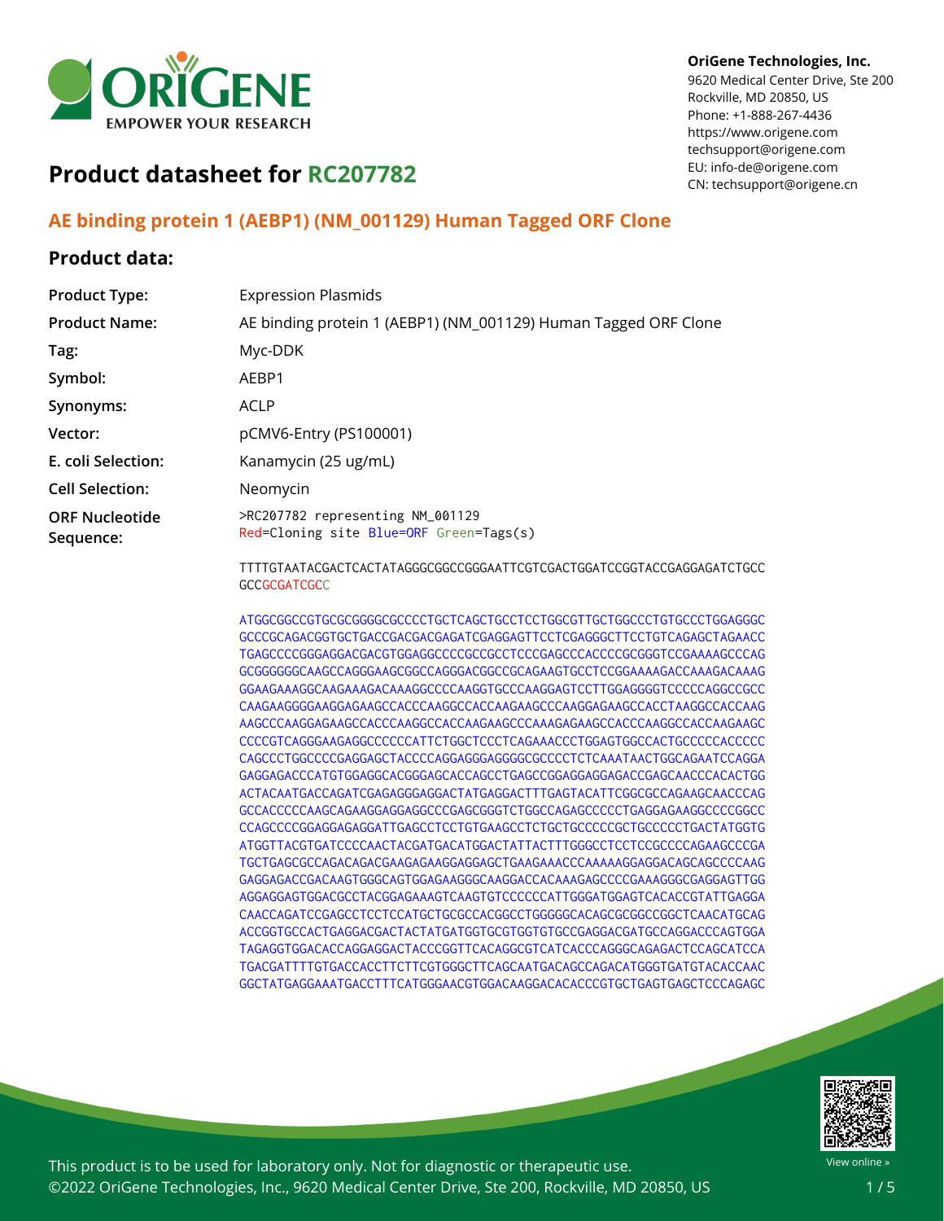OriGene Technologies, Inc.
9620 Medical Center Drive, Ste 200
Rockville, MD 20850, US
Phone: +1-888-267-4436
https://www.origene.com
techsupport@origene.com
EU: info-de@origene.com
CN: techsupport@origene.cn

# Product datasheet for RC207782

## AE binding protein 1 (AEBP1) (NM_001129) Human Tagged ORF Clone

### Product data:

| | |
|---|---|
| **Product Type:** | Expression Plasmids |
| **Product Name:** | AE binding protein 1 (AEBP1) (NM_001129) Human Tagged ORF Clone |
| **Tag:** | Myc-DDK |
| **Symbol:** | AEBP1 |
| **Synonyms:** | ACLP |
| **Vector:** | pCMV6-Entry (PS100001) |
| **E. coli Selection:** | Kanamycin (25 ug/mL) |
| **Cell Selection:** | Neomycin |
| **ORF Nucleotide Sequence:** | >RC207782 representing NM_001129<br>Red=Cloning site Blue=ORF Green=Tags(s) |

```
TTTTGTAATACGACTCACTATAGGGCGGCCGGGAATTCGTCGACTGGATCCGGTACCGAGGAGATCTGCC
GCCGCGATCGCC

ATGGCGGCCGTGCGCGGGGCGCCCCTGCTCAGCTGCCTCCTGGCGTTGCTGGCCCTGTGCCCTGGAGGGC
GCCCGCAGACGGTGCTGACCGACGACGAGATCGAGGAGTTCCTCGAGGGCTTCCTGTCAGAGCTAGAACC
TGAGCCCCGGGAGGACGACGTGGAGGCCCCGCCGCCTCCCGAGCCCACCCCGCGGGTCCGAAAAGCCCAG
GCGGGGGGCAAGCCAGGGAAGCGGCCAGGGACGGCCGCAGAAGTGCCTCCGGAAAAGACCAAAGACAAAG
GGAAGAAAGGCAAGAAAGACAAAGGCCCCAAGGTGCCCAAGGAGTCCTTGGAGGGGTCCCCCAGGCCGCC
CAAGAAGGGGAAGGAGAAGCCACCCAAGGCCACCAAGAAGCCCAAGGAGAAGCCACCTAAGGCCACCAAG
AAGCCCAAGGAGAAGCCACCCAAGGCCACCAAGAAGCCCAAAGAGAAGCCACCCAAGGCCACCAAGAAGC
CCCCGTCAGGGAAGAGGCCCCCCATTCTGGCTCCCTCAGAAACCCTGGAGTGGCCACTGCCCCCACCCCC
CAGCCCTGGCCCCGAGGAGCTACCCCAGGAGGGAGGGGCGCCCCTCTCAAATAACTGGCAGAATCCAGGA
GAGGAGACCCATGTGGAGGCACGGGAGCACCAGCCTGAGCCGGAGGAGGAGACCGAGCAACCCACACTGG
ACTACAATGACCAGATCGAGAGGGAGGACTATGAGGACTTTGAGTACATTCGGCGCCAGAAGCAACCCAG
GCCACCCCCAAGCAGAAGGAGGAGGCCCGAGCGGGTCTGGCCAGAGCCCCCTGAGGAGAAGGCCCCGGCC
CCAGCCCCGGAGGAGAGGATTGAGCCTCCTGTGAAGCCTCTGCTGCCCCCGCTGCCCCCTGACTATGGTG
ATGGTTACGTGATCCCCAACTACGATGACATGGACTATTACTTTGGGCCTCCTCCGCCCCAGAAGCCCGA
TGCTGAGCGCCAGACAGACGAAGAGAAGGAGGAGCTGAAGAAACCCAAAAAGGAGGACAGCAGCCCCAAG
GAGGAGACCGACAAGTGGGCAGTGGAGAAGGGCAAGGACCACAAAGAGCCCCGAAAGGGCGAGGAGTTGG
AGGAGGAGTGGACGCCTACGGAGAAAGTCAAGTGTCCCCCCATTGGGATGGAGTCACACCGTATTGAGGA
CAACCAGATCCGAGCCTCCTCCATGCTGCGCCACGGCCTGGGGGCACAGCGCGGCCGGCTCAACATGCAG
ACCGGTGCCACTGAGGACGACTACTATGATGGTGCGTGGTGTGCCGAGGACGATGCCAGGACCCAGTGGA
TAGAGGTGGACACCAGGAGGACTACCCGGTTCACAGGCGTCATCACCCAGGGCAGAGACTCCAGCATCCA
TGACGATTTTGTGACCACCTTCTTCGTGGGCTTCAGCAATGACAGCCAGACATGGGTGATGTACACCAAC
GGCTATGAGGAAATGACCTTTCATGGGAACGTGGACAAGGACACACCCGTGCTGAGTGAGCTCCCAGAGC
```

This product is to be used for laboratory only. Not for diagnostic or therapeutic use.
©2022 OriGene Technologies, Inc., 9620 Medical Center Drive, Ste 200, Rockville, MD 20850, US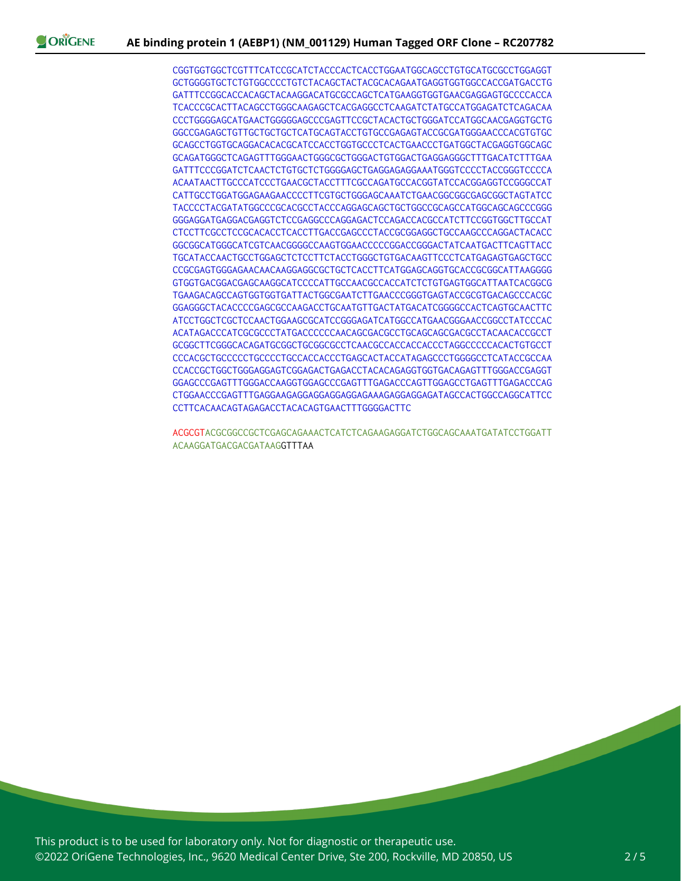CGGTGGTGGCTCGTTTCATCCGCATCTACCCACTCACCTGGAATGGCAGCCTGTGCATGCGCCTGGAGGT
GCTGGGGTGCTCTGTGGCCCCTGTCTACAGCTACTACGCACAGAATGAGGTGGTGGCCACCGATGACCTG
GATTTCCGGCACCACAGCTACAAGGACATGCGCCAGCTCATGAAGGTGGTGAACGAGGAGTGCCCCACCA
TCACCCGCACTTACAGCCTGGGCAAGAGCTCACGAGGCCTCAAGATCTATGCCATGGAGATCTCAGACAA
CCCTGGGGAGCATGAACTGGGGGAGCCCGAGTTCCGCTACACTGCTGGGATCCATGGCAACGAGGTGCTG
GGCCGAGAGCTGTTGCTGCTGCTCATGCAGTACCTGTGCCGAGAGTACCGCGATGGGAACCCACGTGTGC
GCAGCCTGGTGCAGGACACACGCATCCACCTGGTGCCCTCACTGAACCCTGATGGCTACGAGGTGGCAGC
GCAGATGGGCTCAGAGTTTGGGAACTGGGCGCTGGGACTGTGGACTGAGGAGGGCTTTGACATCTTTGAA
GATTTCCCGGATCTCAACTCTGTGCTCTGGGGAGCTGAGGAGAGGAAATGGGTCCCCTACCGGGTCCCCA
ACAATAACTTGCCCATCCCTGAACGCTACCTTTCGCCAGATGCCACGGTATCCACGGAGGTCCGGGCCAT
CATTGCCTGGATGGAGAAGAACCCCTTCGTGCTGGGAGCAAATCTGAACGGCGGCGAGCGGCTAGTATCC
TACCCCTACGATATGGCCCGCACGCCTACCCAGGAGCAGCTGCTGGCCGCAGCCATGGCAGCAGCCCGGG
GGGAGGATGAGGACGAGGTCTCCGAGGCCCAGGAGACTCCAGACCACGCCATCTTCCGGTGGCTTGCCAT
CTCCTTCGCCTCCGCACACCTCACCTTGACCGAGCCCTACCGCGGAGGCTGCCAAGCCCAGGACTACACC
GGCGGCATGGGCATCGTCAACGGGGCCAAGTGGAACCCCCGGACCGGGACTATCAATGACTTCAGTTACC
TGCATACCAACTGCCTGGAGCTCTCCTTCTACCTGGGCTGTGACAAGTTCCCTCATGAGAGTGAGCTGCC
CCGCGAGTGGGAGAACAACAAGGAGGCGCTGCTCACCTTCATGGAGCAGGTGCACCGCGGCATTAAGGGG
GTGGTGACGGACGAGCAAGGCATCCCCATTGCCAACGCCACCATCTCTGTGAGTGGCATTAATCACGGCG
TGAAGACAGCCAGTGGTGGTGATTACTGGCGAATCTTGAACCCGGGTGAGTACCGCGTGACAGCCCACGC
GGAGGGCTACACCCCGAGCGCCAAGACCTGCAATGTTGACTATGACATCGGGGCCACTCAGTGCAACTTC
ATCCTGGCTCGCTCCAACTGGAAGCGCATCCGGGAGATCATGGCCATGAACGGGAACCGGCCTATCCCAC
ACATAGACCCATCGCGCCCTATGACCCCCCAACAGCGACGCCTGCAGCAGCGACGCCTACAACACCGCCT
GCGGCTTCGGGCACAGATGCGGCTGCGGCGCCTCAACGCCACCACCCCTAGGCCCCCACACTGTGCCT
CCCACGCTGCCCCCTGCCCCTGCCACCACCCTGAGCACTACCATAGAGCCCTGGGGCCTCATACCGCCAA
CCACCGCTGGCTGGGAGGAGTCGGAGACTGAGACCTACACAGAGGTGGTGACAGAGTTTGGGACCGAGGT
GGAGCCCGAGTTTGGGACCAAGGTGGAGCCCGAGTTTGAGACCCAGTTGGAGCCTGAGTTTGAGACCCAG
CTGGAACCCGAGTTTGAGGAAGAGGAGGAGGAGGAGAGAAAGAGGAGGAGATAGCCACTGGCCAGGCATTCC
CCTTCACAACAGTAGAGACCTACACAGTGAACTTTGGGGACTTC

ACGCGTACGCGGCCGCTCGAGCAGAAACTCATCTCAGAAGAGGATCTGGCAGCAAATGATATCCTGGATT
ACAAGGATGACGACGATAAGGTTTAA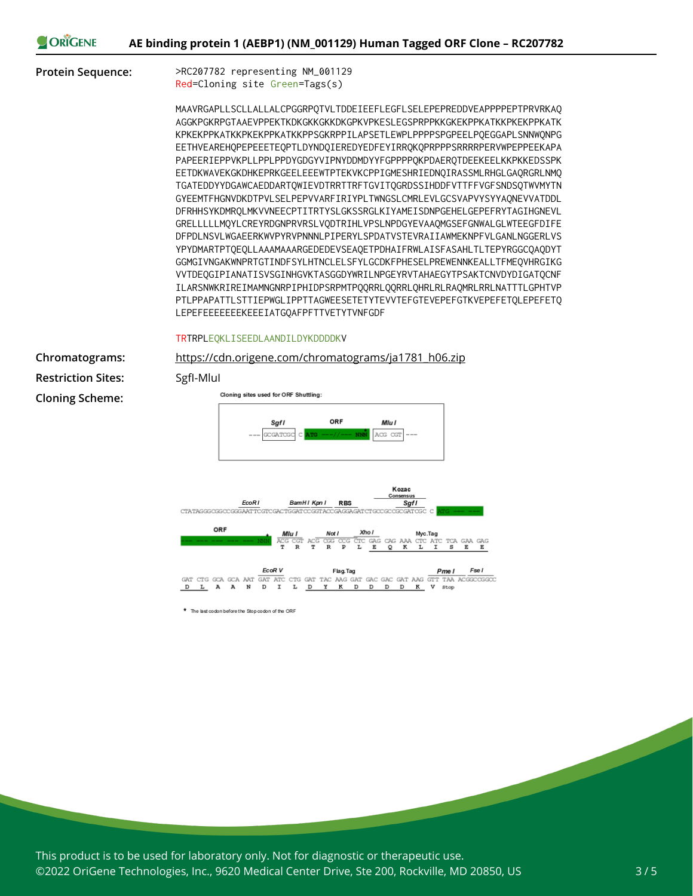**Protein Sequence:**

>RC207782 representing NM_001129
Red=Cloning site Green=Tags(s)

MAAVRGAPLLSCLLALLALCPGGRPQTVLTDDEIEEFLEGFLSELEPEPREDDVEAPPPPEPTPRVRKAQ
AGGKPGKRPGTAAEVPPEKTKDKGKKGKKDKGPKVPKESLEGSPRPPKKGKEKPPKATKKPKEKPPKATK
KPKEKPPKATKKPKEKPPKATKKPPSGKRPPILAPSETLEWPLPPPPSPGPEELPQEGGAPLSNNWQNPG
EETHVEAREHQPEPEEETEQPTLDYNDQIEREDYEDFEYIRRQKQPRPPPSRRRRPERVWPEPPEEKAPA
PAPEERIEPPVKPLLPPLPPDYGDGYVIPNYDDMDYYFGPPPPQKPDAERQTDEEKEELKKPKKEDSSPK
EETDKWAVEKGKDHKEPRKGEELEEEWTPTEKVKCPPIGMESHRIEDNQIRASSMLRHGLGAQRGRLNMQ
TGATEDDYYDGAWCAEDDARTQWIEVDTRRTTRFTGVITQGRDSSIHDDFVTTFFVGFSNDSQTWVMYTN
GYEEMTFHGNVDKDTPVLSELPEPVVARFIRIYPLTWNGSLCMRLEVLGCSVAPVYSYYAQNEVVATDDL
DFRHHSYKDMRQLMKVVNEECPTITRTYSLGKSSRGLKIYAMEISDNPGEHELGEPEFRYTAGIHGNEVL
GRELLLLLMQYLCREYRDGNPRVRSLVQDTRIHLVPSLNPDGYEVAAQMGSEFGNWALGLWTEEGFDIFE
DFPDLNSVLWGAEERKWVPYRVPNNNLPIPERYLSPDATVSTEVRAIIAWMEKNPFVLGANLNGGERLVS
YPYDMARTPTQEQLLAAAMAAARGEDEDEVSEAQETPDHAIFRWLAISFASAHLTLTEPYRGGCQAQDYT
GGMGIVNGAKWNPRTGTINDFSYLHTNCLELSFYLGCDKFPHESELPREWENNKEALLTFMEQVHRGIKG
VVTDEQGIPIANATISVSGINHGVKTASGGDYWRILNPGEYRVTAHAEGYTPSAKTCNVDYDIGATQCNF
ILARSNWKRIREIMAMNGNRPIPHIDPSRPMTPQQRRLQQRRLQHRLRLRAQMRLRRLNATTTLGPHTVP
PTLPPAPATTLSTTIEPWGLIPPTTAGWEESETETYTEVVTEFGTEVEPEFGTKVEPEFETQLEPEFETQ
LEPEFEEEEEEEKEEEIATGQAFPFTTVETYTVNFGDF

TRTRPLEQKLISEEDLAANDILDYKDDDDKV

**Chromatograms:** https://cdn.origene.com/chromatograms/ja1781_h06.zip

**Restriction Sites:** SgfI-MluI

**Cloning Scheme:**

Cloning sites used for ORF Shuttling:

SgfI --- GCGATCGC C ATG ---//--- NNN ACG CGT --- MluI

EcoR I, BamH I Kpn I, RBS, Kozac Consensus, SgfI
CTATAGGGCGGCCGGGAATTCGTCGACTGGATCCGGTACCGAGGAGATCTGCCGCCGCGATCGC C ATG --- ---

ORF --- --- --- --- --- NNN ACG CGT ACG CGG CCG CTC GAG CAG AAA CTC ATC TCA GAA GAG
MluI, Not I, Xho I, Myc.Tag
T R T R P L E Q K L I S E E

GAT CTG GCA GCA AAT GAT ATC CTG GAT TAC AAG GAT GAC GAC GAT AAG GTT TAA ACGGCCGGCC
EcoR V, Flag.Tag, Pme I, Fse I
D L A A N D I L D Y K D D D D K V stop

* The last codon before the Stop codon of the ORF

This product is to be used for laboratory only. Not for diagnostic or therapeutic use.
©2022 OriGene Technologies, Inc., 9620 Medical Center Drive, Ste 200, Rockville, MD 20850, US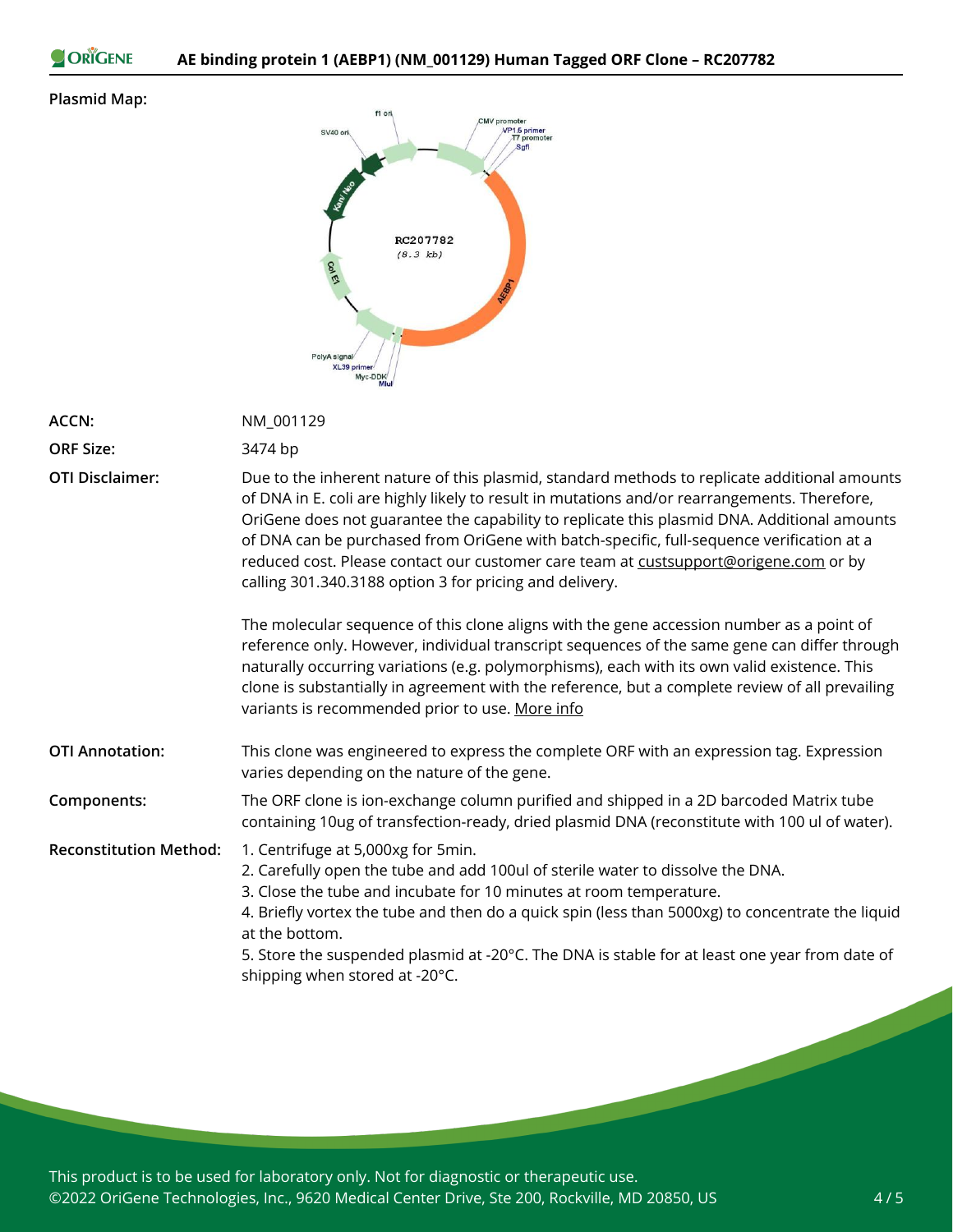**Plasmid Map:**

| | |
|---|---|
| **ACCN:** | NM_001129 |
| **ORF Size:** | 3474 bp |
| **OTI Disclaimer:** | Due to the inherent nature of this plasmid, standard methods to replicate additional amounts of DNA in E. coli are highly likely to result in mutations and/or rearrangements. Therefore, OriGene does not guarantee the capability to replicate this plasmid DNA. Additional amounts of DNA can be purchased from OriGene with batch-specific, full-sequence verification at a reduced cost. Please contact our customer care team at custsupport@origene.com or by calling 301.340.3188 option 3 for pricing and delivery.<br><br>The molecular sequence of this clone aligns with the gene accession number as a point of reference only. However, individual transcript sequences of the same gene can differ through naturally occurring variations (e.g. polymorphisms), each with its own valid existence. This clone is substantially in agreement with the reference, but a complete review of all prevailing variants is recommended prior to use. More info |
| **OTI Annotation:** | This clone was engineered to express the complete ORF with an expression tag. Expression varies depending on the nature of the gene. |
| **Components:** | The ORF clone is ion-exchange column purified and shipped in a 2D barcoded Matrix tube containing 10ug of transfection-ready, dried plasmid DNA (reconstitute with 100 ul of water). |
| **Reconstitution Method:** | 1. Centrifuge at 5,000xg for 5min.<br>2. Carefully open the tube and add 100ul of sterile water to dissolve the DNA.<br>3. Close the tube and incubate for 10 minutes at room temperature.<br>4. Briefly vortex the tube and then do a quick spin (less than 5000xg) to concentrate the liquid at the bottom.<br>5. Store the suspended plasmid at -20°C. The DNA is stable for at least one year from date of shipping when stored at -20°C. |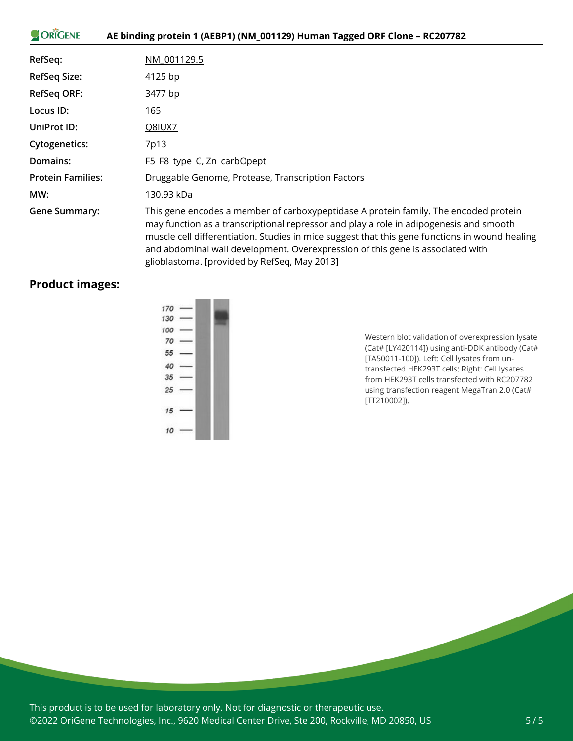| | |
|---|---|
| **RefSeq:** | NM_001129.5 |
| **RefSeq Size:** | 4125 bp |
| **RefSeq ORF:** | 3477 bp |
| **Locus ID:** | 165 |
| **UniProt ID:** | Q8IUX7 |
| **Cytogenetics:** | 7p13 |
| **Domains:** | F5_F8_type_C, Zn_carbOpept |
| **Protein Families:** | Druggable Genome, Protease, Transcription Factors |
| **MW:** | 130.93 kDa |
| **Gene Summary:** | This gene encodes a member of carboxypeptidase A protein family. The encoded protein may function as a transcriptional repressor and play a role in adipogenesis and smooth muscle cell differentiation. Studies in mice suggest that this gene functions in wound healing and abdominal wall development. Overexpression of this gene is associated with glioblastoma. [provided by RefSeq, May 2013] |

## Product images:

170
130
100
70
55
40
35
25
15
10

Western blot validation of overexpression lysate (Cat# [LY420114]) using anti-DDK antibody (Cat# [TA50011-100]). Left: Cell lysates from un-transfected HEK293T cells; Right: Cell lysates from HEK293T cells transfected with RC207782 using transfection reagent MegaTran 2.0 (Cat# [TT210002]).

This product is to be used for laboratory only. Not for diagnostic or therapeutic use.
©2022 OriGene Technologies, Inc., 9620 Medical Center Drive, Ste 200, Rockville, MD 20850, US